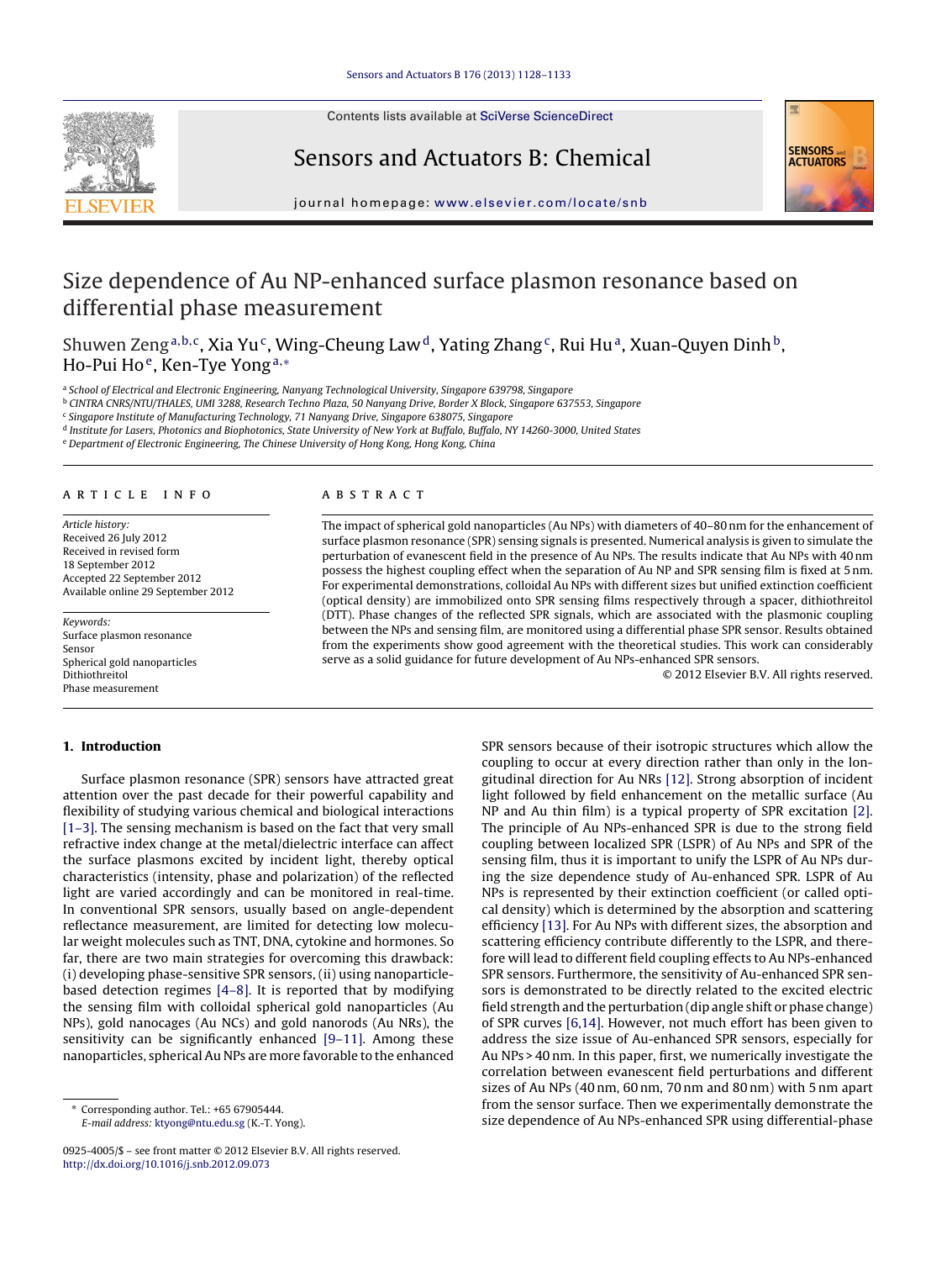# Size dependence of Au NP-enhanced surface plasmon resonance based on differential phase measurement

Shuwen Zeng[a,b,c], Xia Yu[c], Wing-Cheung Law[d], Yating Zhang[c], Rui Hu[a], Xuan-Quyen Dinh[b], Ho-Pui Ho[e], Ken-Tye Yong[a,*]

[a] School of Electrical and Electronic Engineering, Nanyang Technological University, Singapore 639798, Singapore
[b] CINTRA CNRS/NTU/THALES, UMI 3288, Research Techno Plaza, 50 Nanyang Drive, Border X Block, Singapore 637553, Singapore
[c] Singapore Institute of Manufacturing Technology, 71 Nanyang Drive, Singapore 638075, Singapore
[d] Institute for Lasers, Photonics and Biophotonics, State University of New York at Buffalo, Buffalo, NY 14260-3000, United States
[e] Department of Electronic Engineering, The Chinese University of Hong Kong, Hong Kong, China

## ARTICLE INFO

*Article history:*
Received 26 July 2012
Received in revised form 18 September 2012
Accepted 22 September 2012
Available online 29 September 2012

*Keywords:*
Surface plasmon resonance
Sensor
Spherical gold nanoparticles
Dithiothreitol
Phase measurement

## ABSTRACT

The impact of spherical gold nanoparticles (Au NPs) with diameters of 40–80 nm for the enhancement of surface plasmon resonance (SPR) sensing signals is presented. Numerical analysis is given to simulate the perturbation of evanescent field in the presence of Au NPs. The results indicate that Au NPs with 40 nm possess the highest coupling effect when the separation of Au NP and SPR sensing film is fixed at 5 nm. For experimental demonstrations, colloidal Au NPs with different sizes but unified extinction coefficient (optical density) are immobilized onto SPR sensing films respectively through a spacer, dithiothreitol (DTT). Phase changes of the reflected SPR signals, which are associated with the plasmonic coupling between the NPs and sensing film, are monitored using a differential phase SPR sensor. Results obtained from the experiments show good agreement with the theoretical studies. This work can considerably serve as a solid guidance for future development of Au NPs-enhanced SPR sensors.

© 2012 Elsevier B.V. All rights reserved.

## 1. Introduction

Surface plasmon resonance (SPR) sensors have attracted great attention over the past decade for their powerful capability and flexibility of studying various chemical and biological interactions [1–3]. The sensing mechanism is based on the fact that very small refractive index change at the metal/dielectric interface can affect the surface plasmons excited by incident light, thereby optical characteristics (intensity, phase and polarization) of the reflected light are varied accordingly and can be monitored in real-time. In conventional SPR sensors, usually based on angle-dependent reflectance measurement, are limited for detecting low molecular weight molecules such as TNT, DNA, cytokine and hormones. So far, there are two main strategies for overcoming this drawback: (i) developing phase-sensitive SPR sensors, (ii) using nanoparticle-based detection regimes [4–8]. It is reported that by modifying the sensing film with colloidal spherical gold nanoparticles (Au NPs), gold nanocages (Au NCs) and gold nanorods (Au NRs), the sensitivity can be significantly enhanced [9–11]. Among these nanoparticles, spherical Au NPs are more favorable to the enhanced SPR sensors because of their isotropic structures which allow the coupling to occur at every direction rather than only in the longitudinal direction for Au NRs [12]. Strong absorption of incident light followed by field enhancement on the metallic surface (Au NP and Au thin film) is a typical property of SPR excitation [2]. The principle of Au NPs-enhanced SPR is due to the strong field coupling between localized SPR (LSPR) of Au NPs and SPR of the sensing film, thus it is important to unify the LSPR of Au NPs during the size dependence study of Au-enhanced SPR. LSPR of Au NPs is represented by their extinction coefficient (or called optical density) which is determined by the absorption and scattering efficiency [13]. For Au NPs with different sizes, the absorption and scattering efficiency contribute differently to the LSPR, and therefore will lead to different field coupling effects to Au NPs-enhanced SPR sensors. Furthermore, the sensitivity of Au-enhanced SPR sensors is demonstrated to be directly related to the excited electric field strength and the perturbation (dip angle shift or phase change) of SPR curves [6,14]. However, not much effort has been given to address the size issue of Au-enhanced SPR sensors, especially for Au NPs > 40 nm. In this paper, first, we numerically investigate the correlation between evanescent field perturbations and different sizes of Au NPs (40 nm, 60 nm, 70 nm and 80 nm) with 5 nm apart from the sensor surface. Then we experimentally demonstrate the size dependence of Au NPs-enhanced SPR using differential-phase

\* Corresponding author. Tel.: +65 67905444.
*E-mail address:* ktyong@ntu.edu.sg (K.-T. Yong).

0925-4005/$ – see front matter © 2012 Elsevier B.V. All rights reserved.
http://dx.doi.org/10.1016/j.snb.2012.09.073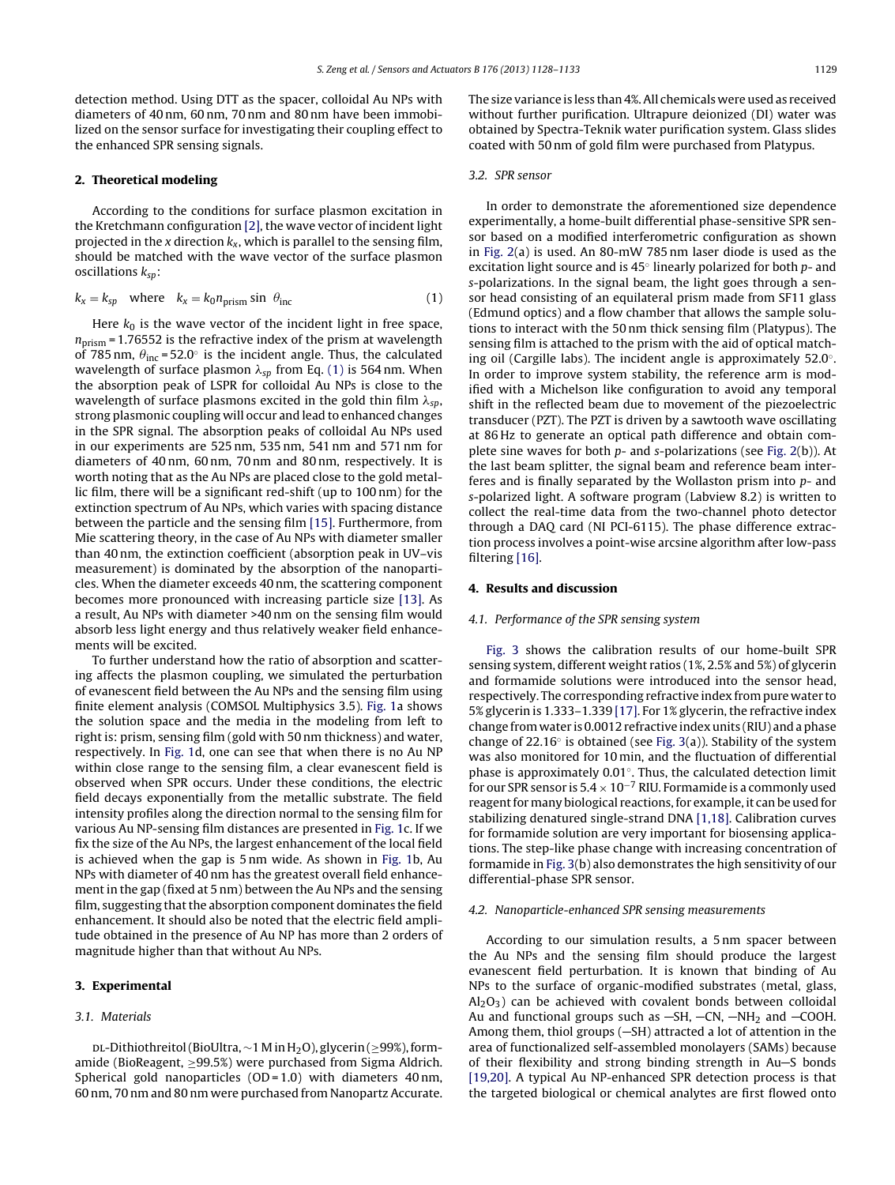detection method. Using DTT as the spacer, colloidal Au NPs with diameters of 40 nm, 60 nm, 70 nm and 80 nm have been immobilized on the sensor surface for investigating their coupling effect to the enhanced SPR sensing signals.

## 2. Theoretical modeling

According to the conditions for surface plasmon excitation in the Kretchmann configuration [2], the wave vector of incident light projected in the x direction $k_x$, which is parallel to the sensing film, should be matched with the wave vector of the surface plasmon oscillations $k_{sp}$:

$$k_x = k_{sp} \quad \text{where} \quad k_x = k_0 n_{\text{prism}} \sin\ \theta_{\text{inc}} \tag{1}$$

Here $k_0$ is the wave vector of the incident light in free space, $n_{\text{prism}} = 1.76552$ is the refractive index of the prism at wavelength of 785 nm, $\theta_{\text{inc}} = 52.0°$ is the incident angle. Thus, the calculated wavelength of surface plasmon $\lambda_{sp}$ from Eq. (1) is 564 nm. When the absorption peak of LSPR for colloidal Au NPs is close to the wavelength of surface plasmons excited in the gold thin film $\lambda_{sp}$, strong plasmonic coupling will occur and lead to enhanced changes in the SPR signal. The absorption peaks of colloidal Au NPs used in our experiments are 525 nm, 535 nm, 541 nm and 571 nm for diameters of 40 nm, 60 nm, 70 nm and 80 nm, respectively. It is worth noting that as the Au NPs are placed close to the gold metallic film, there will be a significant red-shift (up to 100 nm) for the extinction spectrum of Au NPs, which varies with spacing distance between the particle and the sensing film [15]. Furthermore, from Mie scattering theory, in the case of Au NPs with diameter smaller than 40 nm, the extinction coefficient (absorption peak in UV–vis measurement) is dominated by the absorption of the nanoparticles. When the diameter exceeds 40 nm, the scattering component becomes more pronounced with increasing particle size [13]. As a result, Au NPs with diameter >40 nm on the sensing film would absorb less light energy and thus relatively weaker field enhancements will be excited.

To further understand how the ratio of absorption and scattering affects the plasmon coupling, we simulated the perturbation of evanescent field between the Au NPs and the sensing film using finite element analysis (COMSOL Multiphysics 3.5). Fig. 1a shows the solution space and the media in the modeling from left to right is: prism, sensing film (gold with 50 nm thickness) and water, respectively. In Fig. 1d, one can see that when there is no Au NP within close range to the sensing film, a clear evanescent field is observed when SPR occurs. Under these conditions, the electric field decays exponentially from the metallic substrate. The field intensity profiles along the direction normal to the sensing film for various Au NP-sensing film distances are presented in Fig. 1c. If we fix the size of the Au NPs, the largest enhancement of the local field is achieved when the gap is 5 nm wide. As shown in Fig. 1b, Au NPs with diameter of 40 nm has the greatest overall field enhancement in the gap (fixed at 5 nm) between the Au NPs and the sensing film, suggesting that the absorption component dominates the field enhancement. It should also be noted that the electric field amplitude obtained in the presence of Au NP has more than 2 orders of magnitude higher than that without Au NPs.

## 3. Experimental

### 3.1. Materials

DL-Dithiothreitol (BioUltra, ~1 M in $H_2O$), glycerin (≥99%), formamide (BioReagent, ≥99.5%) were purchased from Sigma Aldrich. Spherical gold nanoparticles (OD = 1.0) with diameters 40 nm, 60 nm, 70 nm and 80 nm were purchased from Nanopartz Accurate. The size variance is less than 4%. All chemicals were used as received without further purification. Ultrapure deionized (DI) water was obtained by Spectra-Teknik water purification system. Glass slides coated with 50 nm of gold film were purchased from Platypus.

### 3.2. SPR sensor

In order to demonstrate the aforementioned size dependence experimentally, a home-built differential phase-sensitive SPR sensor based on a modified interferometric configuration as shown in Fig. 2(a) is used. An 80-mW 785 nm laser diode is used as the excitation light source and is 45° linearly polarized for both *p*- and *s*-polarizations. In the signal beam, the light goes through a sensor head consisting of an equilateral prism made from SF11 glass (Edmund optics) and a flow chamber that allows the sample solutions to interact with the 50 nm thick sensing film (Platypus). The sensing film is attached to the prism with the aid of optical matching oil (Cargille labs). The incident angle is approximately 52.0°. In order to improve system stability, the reference arm is modified with a Michelson like configuration to avoid any temporal shift in the reflected beam due to movement of the piezoelectric transducer (PZT). The PZT is driven by a sawtooth wave oscillating at 86 Hz to generate an optical path difference and obtain complete sine waves for both *p*- and *s*-polarizations (see Fig. 2(b)). At the last beam splitter, the signal beam and reference beam interferes and is finally separated by the Wollaston prism into *p*- and *s*-polarized light. A software program (Labview 8.2) is written to collect the real-time data from the two-channel photo detector through a DAQ card (NI PCI-6115). The phase difference extraction process involves a point-wise arcsine algorithm after low-pass filtering [16].

## 4. Results and discussion

### 4.1. Performance of the SPR sensing system

Fig. 3 shows the calibration results of our home-built SPR sensing system, different weight ratios (1%, 2.5% and 5%) of glycerin and formamide solutions were introduced into the sensor head, respectively. The corresponding refractive index from pure water to 5% glycerin is 1.333–1.339 [17]. For 1% glycerin, the refractive index change from water is 0.0012 refractive index units (RIU) and a phase change of 22.16° is obtained (see Fig. 3(a)). Stability of the system was also monitored for 10 min, and the fluctuation of differential phase is approximately 0.01°. Thus, the calculated detection limit for our SPR sensor is $5.4 \times 10^{-7}$ RIU. Formamide is a commonly used reagent for many biological reactions, for example, it can be used for stabilizing denatured single-strand DNA [1,18]. Calibration curves for formamide solution are very important for biosensing applications. The step-like phase change with increasing concentration of formamide in Fig. 3(b) also demonstrates the high sensitivity of our differential-phase SPR sensor.

### 4.2. Nanoparticle-enhanced SPR sensing measurements

According to our simulation results, a 5 nm spacer between the Au NPs and the sensing film should produce the largest evanescent field perturbation. It is known that binding of Au NPs to the surface of organic-modified substrates (metal, glass, $Al_2O_3$) can be achieved with covalent bonds between colloidal Au and functional groups such as —SH, —CN, —$NH_2$ and —COOH. Among them, thiol groups (—SH) attracted a lot of attention in the area of functionalized self-assembled monolayers (SAMs) because of their flexibility and strong binding strength in Au—S bonds [19,20]. A typical Au NP-enhanced SPR detection process is that the targeted biological or chemical analytes are first flowed onto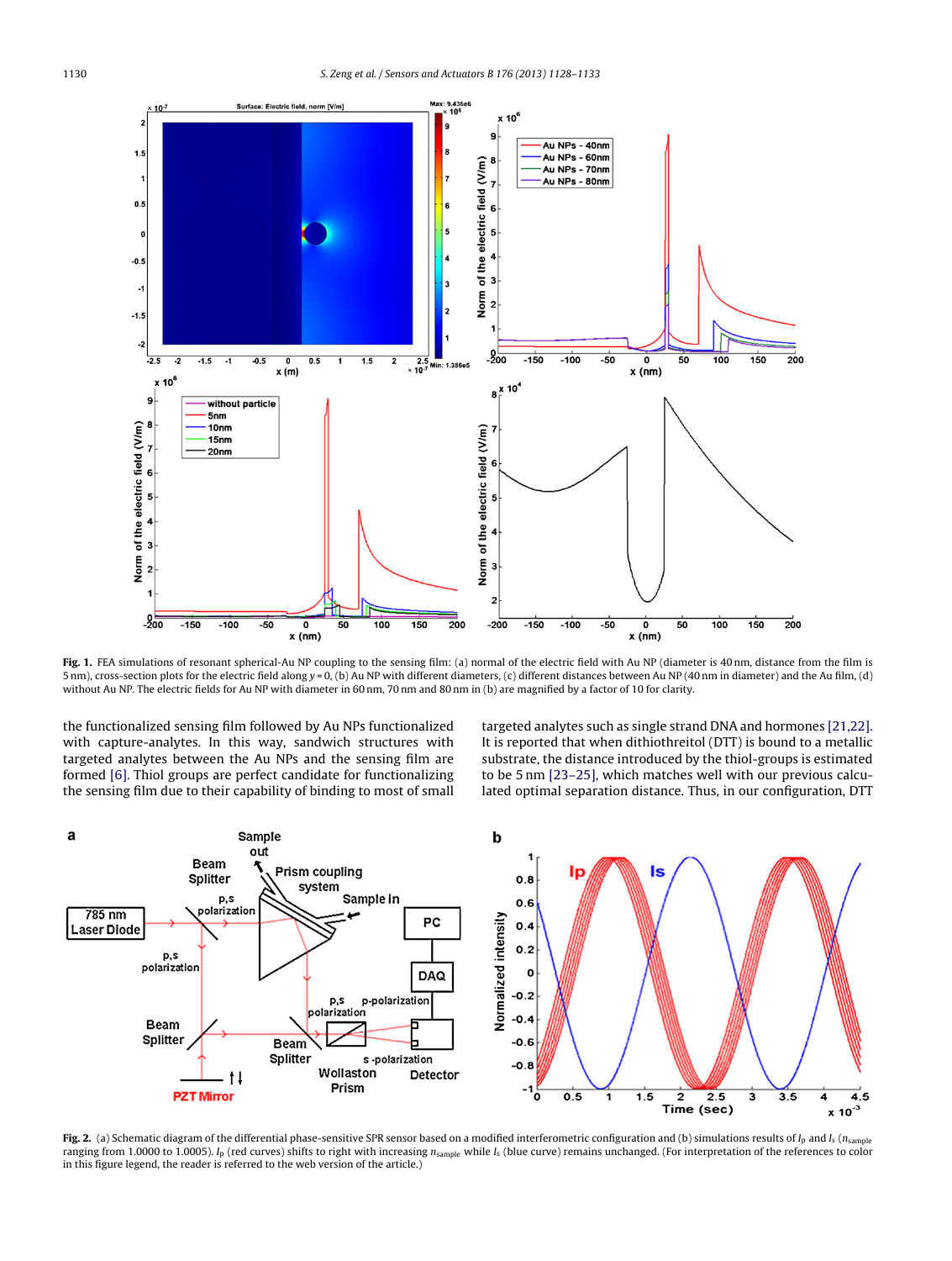**Fig. 1.** FEA simulations of resonant spherical-Au NP coupling to the sensing film: (a) normal of the electric field with Au NP (diameter is 40 nm, distance from the film is 5 nm), cross-section plots for the electric field along $y = 0$, (b) Au NP with different diameters, (c) different distances between Au NP (40 nm in diameter) and the Au film, (d) without Au NP. The electric fields for Au NP with diameter in 60 nm, 70 nm and 80 nm in (b) are magnified by a factor of 10 for clarity.

the functionalized sensing film followed by Au NPs functionalized with capture-analytes. In this way, sandwich structures with targeted analytes between the Au NPs and the sensing film are formed [6]. Thiol groups are perfect candidate for functionalizing the sensing film due to their capability of binding to most of small targeted analytes such as single strand DNA and hormones [21,22]. It is reported that when dithiothreitol (DTT) is bound to a metallic substrate, the distance introduced by the thiol-groups is estimated to be 5 nm [23–25], which matches well with our previous calculated optimal separation distance. Thus, in our configuration, DTT

**Fig. 2.** (a) Schematic diagram of the differential phase-sensitive SPR sensor based on a modified interferometric configuration and (b) simulations results of $I_p$ and $I_s$ ($n_{sample}$ ranging from 1.0000 to 1.0005). $I_p$ (red curves) shifts to right with increasing $n_{sample}$ while $I_s$ (blue curve) remains unchanged. (For interpretation of the references to color in this figure legend, the reader is referred to the web version of the article.)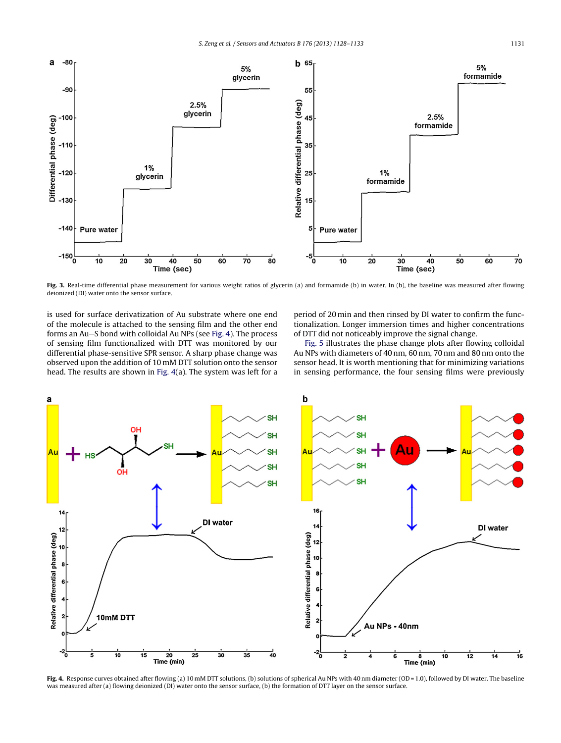Fig. 3. Real-time differential phase measurement for various weight ratios of glycerin (a) and formamide (b) in water. In (b), the baseline was measured after flowing deionized (DI) water onto the sensor surface.

is used for surface derivatization of Au substrate where one end of the molecule is attached to the sensing film and the other end forms an Au—S bond with colloidal Au NPs (see Fig. 4). The process of sensing film functionalized with DTT was monitored by our differential phase-sensitive SPR sensor. A sharp phase change was observed upon the addition of 10 mM DTT solution onto the sensor head. The results are shown in Fig. 4(a). The system was left for a period of 20 min and then rinsed by DI water to confirm the functionalization. Longer immersion times and higher concentrations of DTT did not noticeably improve the signal change.

Fig. 5 illustrates the phase change plots after flowing colloidal Au NPs with diameters of 40 nm, 60 nm, 70 nm and 80 nm onto the sensor head. It is worth mentioning that for minimizing variations in sensing performance, the four sensing films were previously

Fig. 4. Response curves obtained after flowing (a) 10 mM DTT solutions, (b) solutions of spherical Au NPs with 40 nm diameter (OD = 1.0), followed by DI water. The baseline was measured after (a) flowing deionized (DI) water onto the sensor surface, (b) the formation of DTT layer on the sensor surface.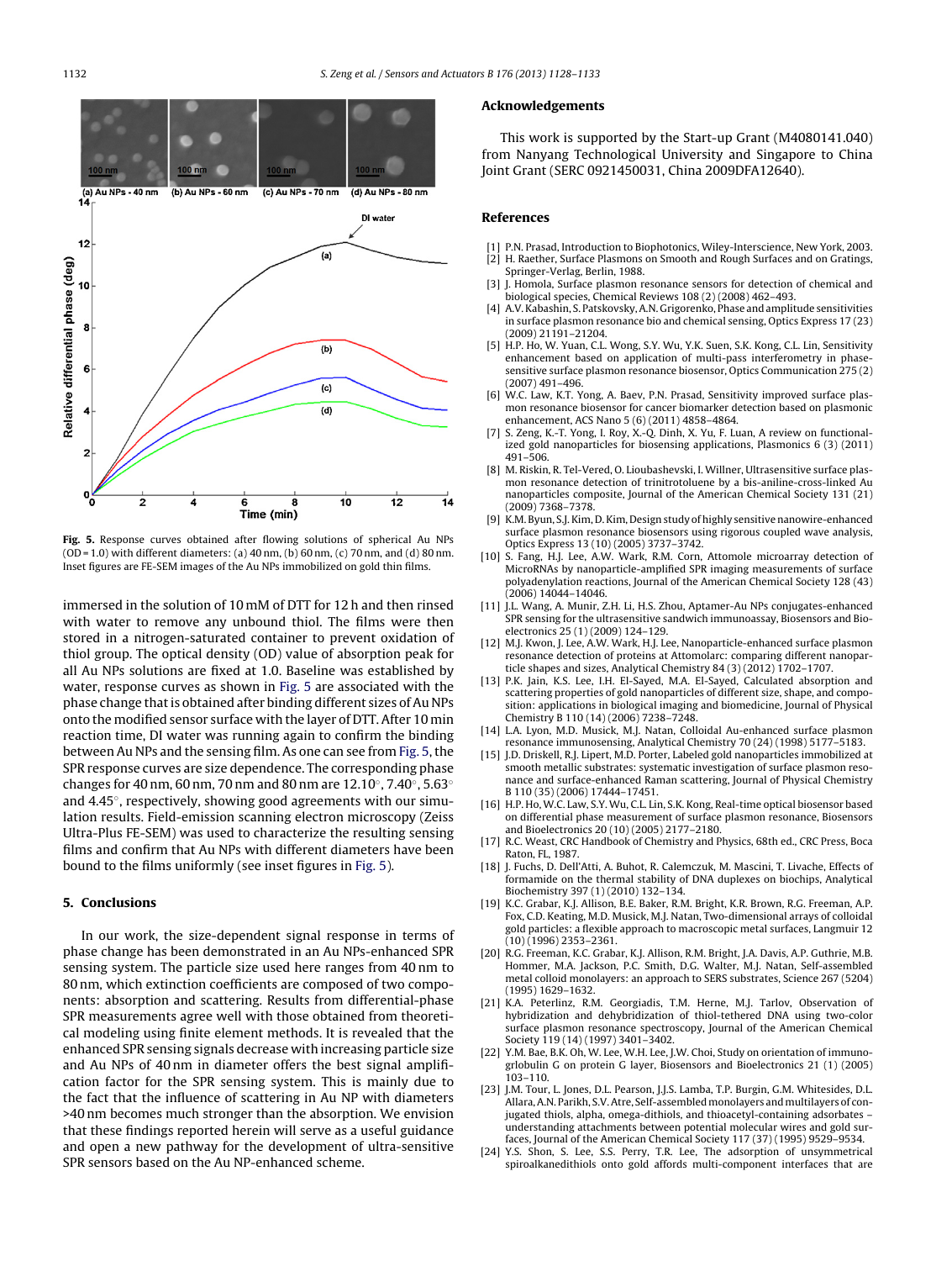Fig. 5. Response curves obtained after flowing solutions of spherical Au NPs (OD = 1.0) with different diameters: (a) 40 nm, (b) 60 nm, (c) 70 nm, and (d) 80 nm. Inset figures are FE-SEM images of the Au NPs immobilized on gold thin films.

immersed in the solution of 10 mM of DTT for 12 h and then rinsed with water to remove any unbound thiol. The films were then stored in a nitrogen-saturated container to prevent oxidation of thiol group. The optical density (OD) value of absorption peak for all Au NPs solutions are fixed at 1.0. Baseline was established by water, response curves as shown in Fig. 5 are associated with the phase change that is obtained after binding different sizes of Au NPs onto the modified sensor surface with the layer of DTT. After 10 min reaction time, DI water was running again to confirm the binding between Au NPs and the sensing film. As one can see from Fig. 5, the SPR response curves are size dependence. The corresponding phase changes for 40 nm, 60 nm, 70 nm and 80 nm are 12.10°, 7.40°, 5.63° and 4.45°, respectively, showing good agreements with our simulation results. Field-emission scanning electron microscopy (Zeiss Ultra-Plus FE-SEM) was used to characterize the resulting sensing films and confirm that Au NPs with different diameters have been bound to the films uniformly (see inset figures in Fig. 5).

## 5. Conclusions

In our work, the size-dependent signal response in terms of phase change has been demonstrated in an Au NPs-enhanced SPR sensing system. The particle size used here ranges from 40 nm to 80 nm, which extinction coefficients are composed of two components: absorption and scattering. Results from differential-phase SPR measurements agree well with those obtained from theoretical modeling using finite element methods. It is revealed that the enhanced SPR sensing signals decrease with increasing particle size and Au NPs of 40 nm in diameter offers the best signal amplification factor for the SPR sensing system. This is mainly due to the fact that the influence of scattering in Au NP with diameters >40 nm becomes much stronger than the absorption. We envision that these findings reported herein will serve as a useful guidance and open a new pathway for the development of ultra-sensitive SPR sensors based on the Au NP-enhanced scheme.

## Acknowledgements

This work is supported by the Start-up Grant (M4080141.040) from Nanyang Technological University and Singapore to China Joint Grant (SERC 0921450031, China 2009DFA12640).

## References

[1] P.N. Prasad, Introduction to Biophotonics, Wiley-Interscience, New York, 2003.
[2] H. Raether, Surface Plasmons on Smooth and Rough Surfaces and on Gratings, Springer-Verlag, Berlin, 1988.
[3] J. Homola, Surface plasmon resonance sensors for detection of chemical and biological species, Chemical Reviews 108 (2) (2008) 462–493.
[4] A.V. Kabashin, S. Patskovsky, A.N. Grigorenko, Phase and amplitude sensitivities in surface plasmon resonance bio and chemical sensing, Optics Express 17 (23) (2009) 21191–21204.
[5] H.P. Ho, W. Yuan, C.L. Wong, S.Y. Wu, Y.K. Suen, S.K. Kong, C.L. Lin, Sensitivity enhancement based on application of multi-pass interferometry in phase-sensitive surface plasmon resonance biosensor, Optics Communication 275 (2) (2007) 491–496.
[6] W.C. Law, K.T. Yong, A. Baev, P.N. Prasad, Sensitivity improved surface plasmon resonance biosensor for cancer biomarker detection based on plasmonic enhancement, ACS Nano 5 (6) (2011) 4858–4864.
[7] S. Zeng, K.-T. Yong, I. Roy, X.-Q. Dinh, X. Yu, F. Luan, A review on functionalized gold nanoparticles for biosensing applications, Plasmonics 6 (3) (2011) 491–506.
[8] M. Riskin, R. Tel-Vered, O. Lioubashevski, I. Willner, Ultrasensitive surface plasmon resonance detection of trinitrotoluene by a bis-aniline-cross-linked Au nanoparticles composite, Journal of the American Chemical Society 131 (21) (2009) 7368–7378.
[9] K.M. Byun, S.J. Kim, D. Kim, Design study of highly sensitive nanowire-enhanced surface plasmon resonance biosensors using rigorous coupled wave analysis, Optics Express 13 (10) (2005) 3737–3742.
[10] S. Fang, H.J. Lee, A.W. Wark, R.M. Corn, Attomole microarray detection of MicroRNAs by nanoparticle-amplified SPR imaging measurements of surface polyadenylation reactions, Journal of the American Chemical Society 128 (43) (2006) 14044–14046.
[11] J.L. Wang, A. Munir, Z.H. Li, H.S. Zhou, Aptamer-Au NPs conjugates-enhanced SPR sensing for the ultrasensitive sandwich immunoassay, Biosensors and Bioelectronics 25 (1) (2009) 124–129.
[12] M.J. Kwon, J. Lee, A.W. Wark, H.J. Lee, Nanoparticle-enhanced surface plasmon resonance detection of proteins at Attomolarc: comparing different nanoparticle shapes and sizes, Analytical Chemistry 84 (3) (2012) 1702–1707.
[13] P.K. Jain, K.S. Lee, I.H. El-Sayed, M.A. El-Sayed, Calculated absorption and scattering properties of gold nanoparticles of different size, shape, and composition: applications in biological imaging and biomedicine, Journal of Physical Chemistry B 110 (14) (2006) 7238–7248.
[14] L.A. Lyon, M.D. Musick, M.J. Natan, Colloidal Au-enhanced surface plasmon resonance immunosensing, Analytical Chemistry 70 (24) (1998) 5177–5183.
[15] J.D. Driskell, R.J. Lipert, M.D. Porter, Labeled gold nanoparticles immobilized at smooth metallic substrates: systematic investigation of surface plasmon resonance and surface-enhanced Raman scattering, Journal of Physical Chemistry B 110 (35) (2006) 17444–17451.
[16] H.P. Ho, W.C. Law, S.Y. Wu, C.L. Lin, S.K. Kong, Real-time optical biosensor based on differential phase measurement of surface plasmon resonance, Biosensors and Bioelectronics 20 (10) (2005) 2177–2180.
[17] R.C. Weast, CRC Handbook of Chemistry and Physics, 68th ed., CRC Press, Boca Raton, FL, 1987.
[18] J. Fuchs, D. Dell'Atti, A. Buhot, R. Calemczuk, M. Mascini, T. Livache, Effects of formamide on the thermal stability of DNA duplexes on biochips, Analytical Biochemistry 397 (1) (2010) 132–134.
[19] K.C. Grabar, K.J. Allison, B.E. Baker, R.M. Bright, K.R. Brown, R.G. Freeman, A.P. Fox, C.D. Keating, M.D. Musick, M.J. Natan, Two-dimensional arrays of colloidal gold particles: a flexible approach to macroscopic metal surfaces, Langmuir 12 (10) (1996) 2353–2361.
[20] R.G. Freeman, K.C. Grabar, K.J. Allison, R.M. Bright, J.A. Davis, A.P. Guthrie, M.B. Hommer, M.A. Jackson, P.C. Smith, D.G. Walter, M.J. Natan, Self-assembled metal colloid monolayers: an approach to SERS substrates, Science 267 (5204) (1995) 1629–1632.
[21] K.A. Peterlinz, R.M. Georgiadis, T.M. Herne, M.J. Tarlov, Observation of hybridization and dehybridization of thiol-tethered DNA using two-color surface plasmon resonance spectroscopy, Journal of the American Chemical Society 119 (14) (1997) 3401–3402.
[22] Y.M. Bae, B.K. Oh, W. Lee, W.H. Lee, J.W. Choi, Study on orientation of immunoglobulin G on protein G layer, Biosensors and Bioelectronics 21 (1) (2005) 103–110.
[23] J.M. Tour, L. Jones, D.L. Pearson, J.J.S. Lamba, T.P. Burgin, G.M. Whitesides, D.L. Allara, A.N. Parikh, S.V. Atre, Self-assembled monolayers and multilayers of conjugated thiols, alpha, omega-dithiols, and thioacetyl-containing adsorbates – understanding attachments between potential molecular wires and gold surfaces, Journal of the American Chemical Society 117 (37) (1995) 9529–9534.
[24] Y.S. Shon, S. Lee, S.S. Perry, T.R. Lee, The adsorption of unsymmetrical spiroalkanedithiols onto gold affords multi-component interfaces that are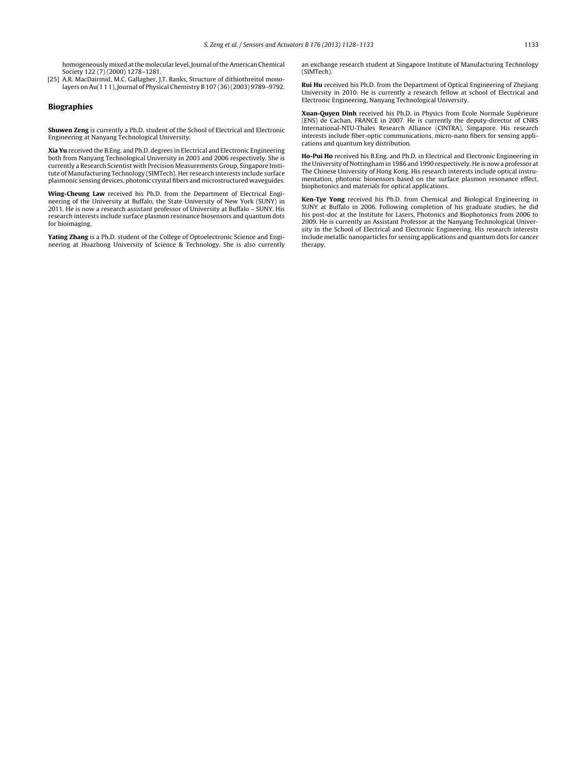homogeneously mixed at the molecular level, Journal of the American Chemical Society 122 (7) (2000) 1278–1281.

[25] A.R. MacDairmid, M.C. Gallagher, J.T. Banks, Structure of dithiothreitol monolayers on Au(1 1 1), Journal of Physical Chemistry B 107 (36) (2003) 9789–9792.

## Biographies

**Shuwen Zeng** is currently a Ph.D. student of the School of Electrical and Electronic Engineering at Nanyang Technological University.

**Xia Yu** received the B.Eng. and Ph.D. degrees in Electrical and Electronic Engineering both from Nanyang Technological University in 2003 and 2006 respectively. She is currently a Research Scientist with Precision Measurements Group, Singapore Institute of Manufacturing Technology (SIMTech). Her research interests include surface plasmonic sensing devices, photonic crystal fibers and microstructured waveguides.

**Wing-Cheung Law** received his Ph.D. from the Department of Electrical Engineering of the University at Buffalo, the State University of New York (SUNY) in 2011. He is now a research assistant professor of University at Buffalo – SUNY. His research interests include surface plasmon resonance biosensors and quantum dots for bioimaging.

**Yating Zhang** is a Ph.D. student of the College of Optoelectronic Science and Engineering at Huazhong University of Science & Technology. She is also currently an exchange research student at Singapore Institute of Manufacturing Technology (SIMTech).

**Rui Hu** received his Ph.D. from the Department of Optical Engineering of Zhejiang University in 2010. He is currently a research fellow at school of Electrical and Electronic Engineering, Nanyang Technological University.

**Xuan-Quyen Dinh** received his Ph.D. in Physics from Ecole Normale Supérieure (ENS) de Cachan, FRANCE in 2007. He is currently the deputy-director of CNRS International-NTU-Thales Research Alliance (CINTRA), Singapore. His research interests include fiber-optic communications, micro-nano fibers for sensing applications and quantum key distribution.

**Ho-Pui Ho** received his B.Eng. and Ph.D. in Electrical and Electronic Engineering in the University of Nottingham in 1986 and 1990 respectively. He is now a professor at The Chinese University of Hong Kong. His research interests include optical instrumentation, photonic biosensors based on the surface plasmon resonance effect, biophotonics and materials for optical applications.

**Ken-Tye Yong** received his Ph.D. from Chemical and Biological Engineering in SUNY at Buffalo in 2006. Following completion of his graduate studies, he did his post-doc at the Institute for Lasers, Photonics and Biophotonics from 2006 to 2009. He is currently an Assistant Professor at the Nanyang Technological University in the School of Electrical and Electronic Engineering. His research interests include metallic nanoparticles for sensing applications and quantum dots for cancer therapy.